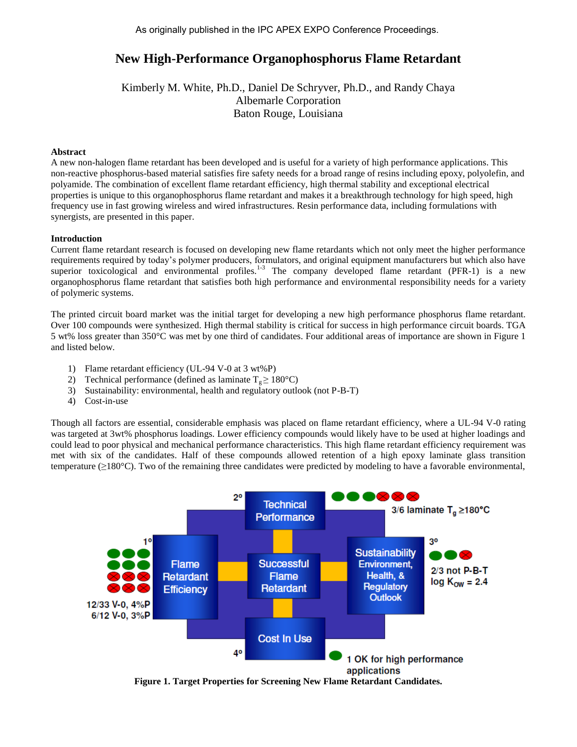As originally published in the IPC APEX EXPO Conference Proceedings.

# New High-Performance Organophosphorus Flame Retardant

Kimberly M. White, Ph.D., Daniel De Schryver, Ph.D., and Randy Chaya
Albemarle Corporation
Baton Rouge, Louisiana

## Abstract

A new non-halogen flame retardant has been developed and is useful for a variety of high performance applications. This non-reactive phosphorus-based material satisfies fire safety needs for a broad range of resins including epoxy, polyolefin, and polyamide. The combination of excellent flame retardant efficiency, high thermal stability and exceptional electrical properties is unique to this organophosphorus flame retardant and makes it a breakthrough technology for high speed, high frequency use in fast growing wireless and wired infrastructures. Resin performance data, including formulations with synergists, are presented in this paper.

## Introduction

Current flame retardant research is focused on developing new flame retardants which not only meet the higher performance requirements required by today's polymer producers, formulators, and original equipment manufacturers but which also have superior toxicological and environmental profiles.[1-3] The company developed flame retardant (PFR-1) is a new organophosphorus flame retardant that satisfies both high performance and environmental responsibility needs for a variety of polymeric systems.

The printed circuit board market was the initial target for developing a new high performance phosphorus flame retardant. Over 100 compounds were synthesized. High thermal stability is critical for success in high performance circuit boards. TGA 5 wt% loss greater than 350°C was met by one third of candidates. Four additional areas of importance are shown in Figure 1 and listed below.

1) Flame retardant efficiency (UL-94 V-0 at 3 wt%P)
2) Technical performance (defined as laminate $T_g \geq 180°C$)
3) Sustainability: environmental, health and regulatory outlook (not P-B-T)
4) Cost-in-use

Though all factors are essential, considerable emphasis was placed on flame retardant efficiency, where a UL-94 V-0 rating was targeted at 3wt% phosphorus loadings. Lower efficiency compounds would likely have to be used at higher loadings and could lead to poor physical and mechanical performance characteristics. This high flame retardant efficiency requirement was met with six of the candidates. Half of these compounds allowed retention of a high epoxy laminate glass transition temperature (≥180°C). Two of the remaining three candidates were predicted by modeling to have a favorable environmental,

**Figure 1. Target Properties for Screening New Flame Retardant Candidates.**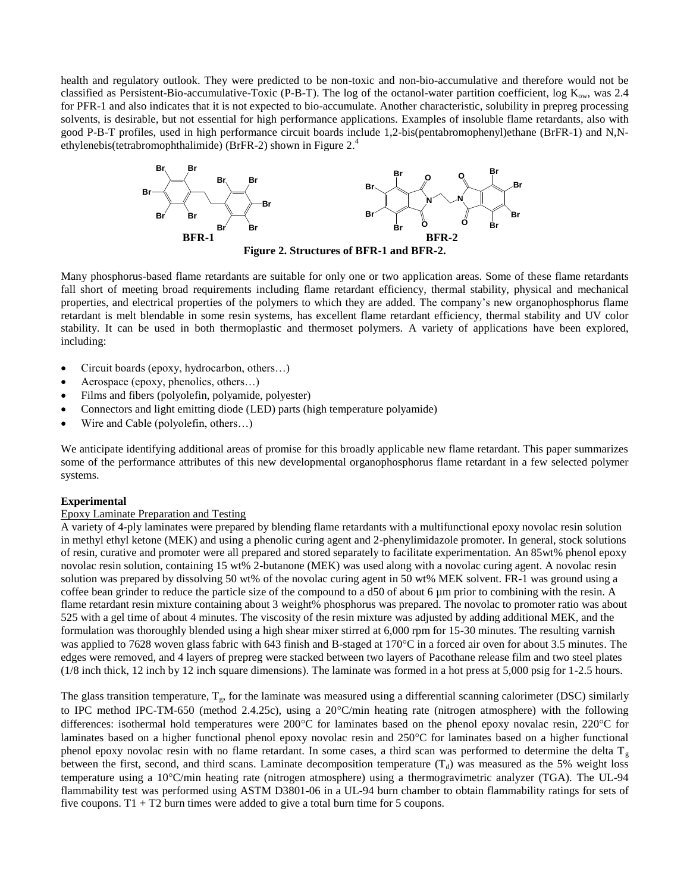health and regulatory outlook. They were predicted to be non-toxic and non-bio-accumulative and therefore would not be classified as Persistent-Bio-accumulative-Toxic (P-B-T). The log of the octanol-water partition coefficient, log $K_{ow}$, was 2.4 for PFR-1 and also indicates that it is not expected to bio-accumulate. Another characteristic, solubility in prepreg processing solvents, is desirable, but not essential for high performance applications. Examples of insoluble flame retardants, also with good P-B-T profiles, used in high performance circuit boards include 1,2-bis(pentabromophenyl)ethane (BrFR-1) and N,N-ethylenebis(tetrabromophthalimide) (BrFR-2) shown in Figure 2.[4]

**Figure 2. Structures of BFR-1 and BFR-2.**

Many phosphorus-based flame retardants are suitable for only one or two application areas. Some of these flame retardants fall short of meeting broad requirements including flame retardant efficiency, thermal stability, physical and mechanical properties, and electrical properties of the polymers to which they are added. The company's new organophosphorus flame retardant is melt blendable in some resin systems, has excellent flame retardant efficiency, thermal stability and UV color stability. It can be used in both thermoplastic and thermoset polymers. A variety of applications have been explored, including:

- Circuit boards (epoxy, hydrocarbon, others…)
- Aerospace (epoxy, phenolics, others…)
- Films and fibers (polyolefin, polyamide, polyester)
- Connectors and light emitting diode (LED) parts (high temperature polyamide)
- Wire and Cable (polyolefin, others…)

We anticipate identifying additional areas of promise for this broadly applicable new flame retardant. This paper summarizes some of the performance attributes of this new developmental organophosphorus flame retardant in a few selected polymer systems.

## Experimental

### Epoxy Laminate Preparation and Testing

A variety of 4-ply laminates were prepared by blending flame retardants with a multifunctional epoxy novolac resin solution in methyl ethyl ketone (MEK) and using a phenolic curing agent and 2-phenylimidazole promoter. In general, stock solutions of resin, curative and promoter were all prepared and stored separately to facilitate experimentation. An 85wt% phenol epoxy novolac resin solution, containing 15 wt% 2-butanone (MEK) was used along with a novolac curing agent. A novolac resin solution was prepared by dissolving 50 wt% of the novolac curing agent in 50 wt% MEK solvent. FR-1 was ground using a coffee bean grinder to reduce the particle size of the compound to a d50 of about 6 µm prior to combining with the resin. A flame retardant resin mixture containing about 3 weight% phosphorus was prepared. The novolac to promoter ratio was about 525 with a gel time of about 4 minutes. The viscosity of the resin mixture was adjusted by adding additional MEK, and the formulation was thoroughly blended using a high shear mixer stirred at 6,000 rpm for 15-30 minutes. The resulting varnish was applied to 7628 woven glass fabric with 643 finish and B-staged at 170°C in a forced air oven for about 3.5 minutes. The edges were removed, and 4 layers of prepreg were stacked between two layers of Pacothane release film and two steel plates (1/8 inch thick, 12 inch by 12 inch square dimensions). The laminate was formed in a hot press at 5,000 psig for 1-2.5 hours.

The glass transition temperature, $T_g$, for the laminate was measured using a differential scanning calorimeter (DSC) similarly to IPC method IPC-TM-650 (method 2.4.25c), using a 20°C/min heating rate (nitrogen atmosphere) with the following differences: isothermal hold temperatures were 200°C for laminates based on the phenol epoxy novalac resin, 220°C for laminates based on a higher functional phenol epoxy novolac resin and 250°C for laminates based on a higher functional phenol epoxy novolac resin with no flame retardant. In some cases, a third scan was performed to determine the delta $T_g$ between the first, second, and third scans. Laminate decomposition temperature ($T_d$) was measured as the 5% weight loss temperature using a 10°C/min heating rate (nitrogen atmosphere) using a thermogravimetric analyzer (TGA). The UL-94 flammability test was performed using ASTM D3801-06 in a UL-94 burn chamber to obtain flammability ratings for sets of five coupons. T1 + T2 burn times were added to give a total burn time for 5 coupons.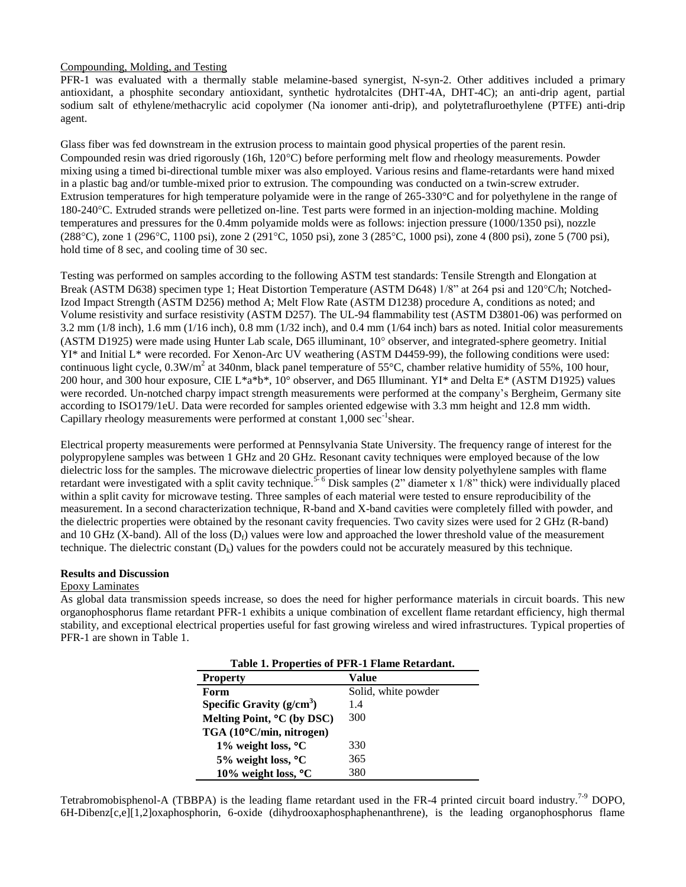Compounding, Molding, and Testing

PFR-1 was evaluated with a thermally stable melamine-based synergist, N-syn-2. Other additives included a primary antioxidant, a phosphite secondary antioxidant, synthetic hydrotalcites (DHT-4A, DHT-4C); an anti-drip agent, partial sodium salt of ethylene/methacrylic acid copolymer (Na ionomer anti-drip), and polytetrafluroethylene (PTFE) anti-drip agent.

Glass fiber was fed downstream in the extrusion process to maintain good physical properties of the parent resin. Compounded resin was dried rigorously (16h, 120°C) before performing melt flow and rheology measurements. Powder mixing using a timed bi-directional tumble mixer was also employed. Various resins and flame-retardants were hand mixed in a plastic bag and/or tumble-mixed prior to extrusion. The compounding was conducted on a twin-screw extruder. Extrusion temperatures for high temperature polyamide were in the range of 265-330°C and for polyethylene in the range of 180-240°C. Extruded strands were pelletized on-line. Test parts were formed in an injection-molding machine. Molding temperatures and pressures for the 0.4mm polyamide molds were as follows: injection pressure (1000/1350 psi), nozzle (288°C), zone 1 (296°C, 1100 psi), zone 2 (291°C, 1050 psi), zone 3 (285°C, 1000 psi), zone 4 (800 psi), zone 5 (700 psi), hold time of 8 sec, and cooling time of 30 sec.

Testing was performed on samples according to the following ASTM test standards: Tensile Strength and Elongation at Break (ASTM D638) specimen type 1; Heat Distortion Temperature (ASTM D648) 1/8" at 264 psi and 120°C/h; Notched-Izod Impact Strength (ASTM D256) method A; Melt Flow Rate (ASTM D1238) procedure A, conditions as noted; and Volume resistivity and surface resistivity (ASTM D257). The UL-94 flammability test (ASTM D3801-06) was performed on 3.2 mm (1/8 inch), 1.6 mm (1/16 inch), 0.8 mm (1/32 inch), and 0.4 mm (1/64 inch) bars as noted. Initial color measurements (ASTM D1925) were made using Hunter Lab scale, D65 illuminant, 10° observer, and integrated-sphere geometry. Initial YI* and Initial L* were recorded. For Xenon-Arc UV weathering (ASTM D4459-99), the following conditions were used: continuous light cycle, 0.3W/m$^2$ at 340nm, black panel temperature of 55°C, chamber relative humidity of 55%, 100 hour, 200 hour, and 300 hour exposure, CIE L*a*b*, 10° observer, and D65 Illuminant. YI* and Delta E* (ASTM D1925) values were recorded. Un-notched charpy impact strength measurements were performed at the company's Bergheim, Germany site according to ISO179/1eU. Data were recorded for samples oriented edgewise with 3.3 mm height and 12.8 mm width. Capillary rheology measurements were performed at constant 1,000 sec$^{-1}$shear.

Electrical property measurements were performed at Pennsylvania State University. The frequency range of interest for the polypropylene samples was between 1 GHz and 20 GHz. Resonant cavity techniques were employed because of the low dielectric loss for the samples. The microwave dielectric properties of linear low density polyethylene samples with flame retardant were investigated with a split cavity technique.[5-6] Disk samples (2" diameter x 1/8" thick) were individually placed within a split cavity for microwave testing. Three samples of each material were tested to ensure reproducibility of the measurement. In a second characterization technique, R-band and X-band cavities were completely filled with powder, and the dielectric properties were obtained by the resonant cavity frequencies. Two cavity sizes were used for 2 GHz (R-band) and 10 GHz (X-band). All of the loss ($D_f$) values were low and approached the lower threshold value of the measurement technique. The dielectric constant ($D_k$) values for the powders could not be accurately measured by this technique.

## Results and Discussion

Epoxy Laminates

As global data transmission speeds increase, so does the need for higher performance materials in circuit boards. This new organophosphorus flame retardant PFR-1 exhibits a unique combination of excellent flame retardant efficiency, high thermal stability, and exceptional electrical properties useful for fast growing wireless and wired infrastructures. Typical properties of PFR-1 are shown in Table 1.

**Table 1. Properties of PFR-1 Flame Retardant.**

| Property | Value |
|---|---|
| **Form** | Solid, white powder |
| **Specific Gravity (g/cm$^3$)** | 1.4 |
| **Melting Point, °C (by DSC)** | 300 |
| **TGA (10°C/min, nitrogen)** | |
| **1% weight loss, °C** | 330 |
| **5% weight loss, °C** | 365 |
| **10% weight loss, °C** | 380 |

Tetrabromobisphenol-A (TBBPA) is the leading flame retardant used in the FR-4 printed circuit board industry.[7-9] DOPO, 6H-Dibenz[c,e][1,2]oxaphosphorin, 6-oxide (dihydrooxaphosphaphenanthrene), is the leading organophosphorus flame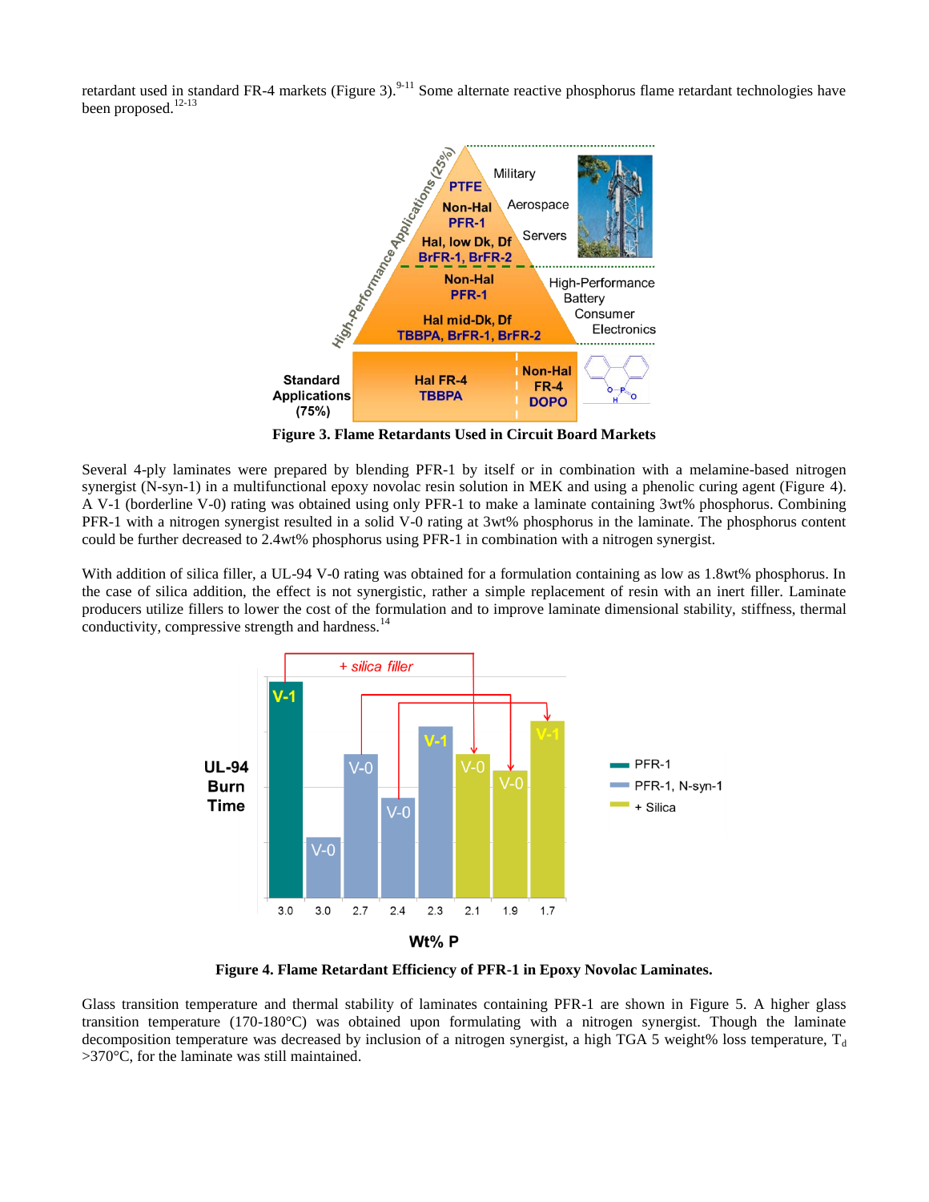retardant used in standard FR-4 markets (Figure 3).[9-11] Some alternate reactive phosphorus flame retardant technologies have been proposed.[12-13]

**Figure 3. Flame Retardants Used in Circuit Board Markets**

Several 4-ply laminates were prepared by blending PFR-1 by itself or in combination with a melamine-based nitrogen synergist (N-syn-1) in a multifunctional epoxy novolac resin solution in MEK and using a phenolic curing agent (Figure 4). A V-1 (borderline V-0) rating was obtained using only PFR-1 to make a laminate containing 3wt% phosphorus. Combining PFR-1 with a nitrogen synergist resulted in a solid V-0 rating at 3wt% phosphorus in the laminate. The phosphorus content could be further decreased to 2.4wt% phosphorus using PFR-1 in combination with a nitrogen synergist.

With addition of silica filler, a UL-94 V-0 rating was obtained for a formulation containing as low as 1.8wt% phosphorus. In the case of silica addition, the effect is not synergistic, rather a simple replacement of resin with an inert filler. Laminate producers utilize fillers to lower the cost of the formulation and to improve laminate dimensional stability, stiffness, thermal conductivity, compressive strength and hardness.[14]

**Figure 4. Flame Retardant Efficiency of PFR-1 in Epoxy Novolac Laminates.**

Glass transition temperature and thermal stability of laminates containing PFR-1 are shown in Figure 5. A higher glass transition temperature (170-180°C) was obtained upon formulating with a nitrogen synergist. Though the laminate decomposition temperature was decreased by inclusion of a nitrogen synergist, a high TGA 5 weight% loss temperature, $T_d$ >370°C, for the laminate was still maintained.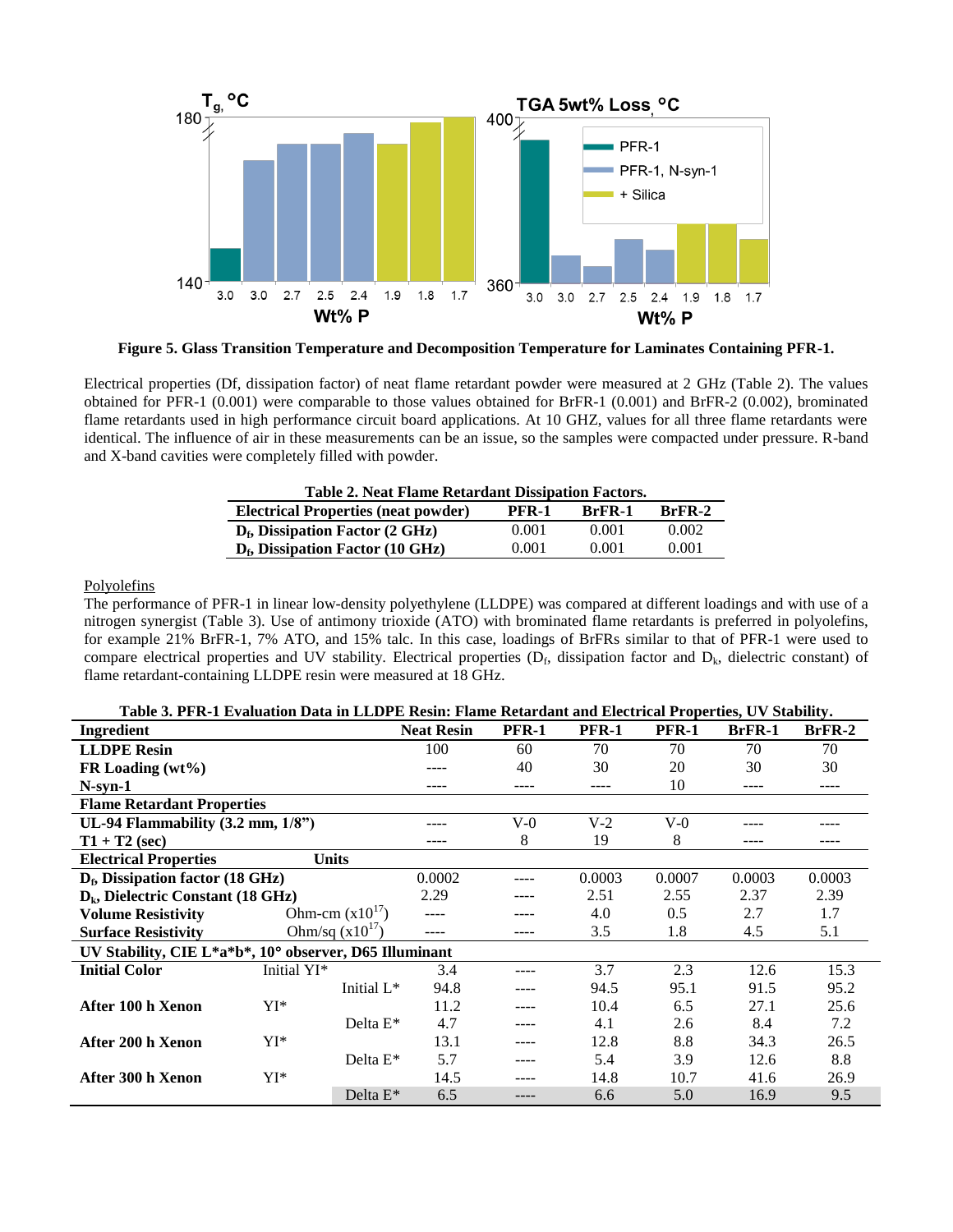**Figure 5. Glass Transition Temperature and Decomposition Temperature for Laminates Containing PFR-1.**

Electrical properties (Df, dissipation factor) of neat flame retardant powder were measured at 2 GHz (Table 2). The values obtained for PFR-1 (0.001) were comparable to those values obtained for BrFR-1 (0.001) and BrFR-2 (0.002), brominated flame retardants used in high performance circuit board applications. At 10 GHZ, values for all three flame retardants were identical. The influence of air in these measurements can be an issue, so the samples were compacted under pressure. R-band and X-band cavities were completely filled with powder.

**Table 2. Neat Flame Retardant Dissipation Factors.**

| Electrical Properties (neat powder) | PFR-1 | BrFR-1 | BrFR-2 |
|---|---|---|---|
| $D_f$, Dissipation Factor (2 GHz) | 0.001 | 0.001 | 0.002 |
| $D_f$, Dissipation Factor (10 GHz) | 0.001 | 0.001 | 0.001 |

Polyolefins

The performance of PFR-1 in linear low-density polyethylene (LLDPE) was compared at different loadings and with use of a nitrogen synergist (Table 3). Use of antimony trioxide (ATO) with brominated flame retardants is preferred in polyolefins, for example 21% BrFR-1, 7% ATO, and 15% talc. In this case, loadings of BrFRs similar to that of PFR-1 were used to compare electrical properties and UV stability. Electrical properties ($D_f$, dissipation factor and $D_k$, dielectric constant) of flame retardant-containing LLDPE resin were measured at 18 GHz.

**Table 3. PFR-1 Evaluation Data in LLDPE Resin: Flame Retardant and Electrical Properties, UV Stability.**

| Ingredient | | | Neat Resin | PFR-1 | PFR-1 | PFR-1 | BrFR-1 | BrFR-2 |
|---|---|---|---|---|---|---|---|---|
| **LLDPE Resin** | | | 100 | 60 | 70 | 70 | 70 | 70 |
| **FR Loading (wt%)** | | | ---- | 40 | 30 | 20 | 30 | 30 |
| **N-syn-1** | | | ---- | ---- | ---- | 10 | ---- | ---- |
| **Flame Retardant Properties** | | | | | | | | |
| **UL-94 Flammability (3.2 mm, 1/8")** | | | ---- | V-0 | V-2 | V-0 | ---- | ---- |
| **T1 + T2 (sec)** | | | ---- | 8 | 19 | 8 | ---- | ---- |
| **Electrical Properties** | **Units** | | | | | | | |
| **$D_f$, Dissipation factor (18 GHz)** | | | 0.0002 | ---- | 0.0003 | 0.0007 | 0.0003 | 0.0003 |
| **$D_k$, Dielectric Constant (18 GHz)** | | | 2.29 | ---- | 2.51 | 2.55 | 2.37 | 2.39 |
| **Volume Resistivity** | Ohm-cm ($x10^{17}$) | | ---- | ---- | 4.0 | 0.5 | 2.7 | 1.7 |
| **Surface Resistivity** | Ohm/sq ($x10^{17}$) | | ---- | ---- | 3.5 | 1.8 | 4.5 | 5.1 |
| **UV Stability, CIE L\*a\*b\*, 10° observer, D65 Illuminant** | | | | | | | | |
| **Initial Color** | Initial YI* | | 3.4 | ---- | 3.7 | 2.3 | 12.6 | 15.3 |
| | | Initial L* | 94.8 | ---- | 94.5 | 95.1 | 91.5 | 95.2 |
| **After 100 h Xenon** | YI* | | 11.2 | ---- | 10.4 | 6.5 | 27.1 | 25.6 |
| | | Delta E* | 4.7 | ---- | 4.1 | 2.6 | 8.4 | 7.2 |
| **After 200 h Xenon** | YI* | | 13.1 | ---- | 12.8 | 8.8 | 34.3 | 26.5 |
| | | Delta E* | 5.7 | ---- | 5.4 | 3.9 | 12.6 | 8.8 |
| **After 300 h Xenon** | YI* | | 14.5 | ---- | 14.8 | 10.7 | 41.6 | 26.9 |
| | | Delta E* | 6.5 | ---- | 6.6 | 5.0 | 16.9 | 9.5 |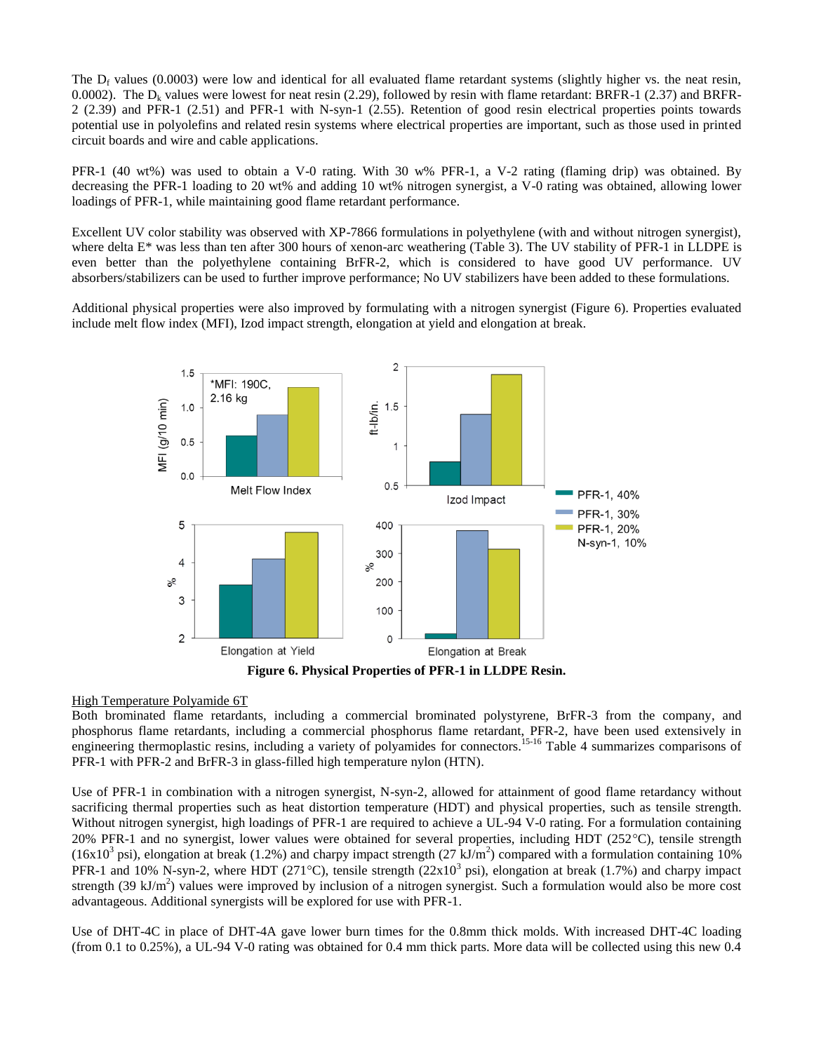The $D_f$ values (0.0003) were low and identical for all evaluated flame retardant systems (slightly higher vs. the neat resin, 0.0002). The $D_k$ values were lowest for neat resin (2.29), followed by resin with flame retardant: BRFR-1 (2.37) and BRFR-2 (2.39) and PFR-1 (2.51) and PFR-1 with N-syn-1 (2.55). Retention of good resin electrical properties points towards potential use in polyolefins and related resin systems where electrical properties are important, such as those used in printed circuit boards and wire and cable applications.

PFR-1 (40 wt%) was used to obtain a V-0 rating. With 30 w% PFR-1, a V-2 rating (flaming drip) was obtained. By decreasing the PFR-1 loading to 20 wt% and adding 10 wt% nitrogen synergist, a V-0 rating was obtained, allowing lower loadings of PFR-1, while maintaining good flame retardant performance.

Excellent UV color stability was observed with XP-7866 formulations in polyethylene (with and without nitrogen synergist), where delta E* was less than ten after 300 hours of xenon-arc weathering (Table 3). The UV stability of PFR-1 in LLDPE is even better than the polyethylene containing BrFR-2, which is considered to have good UV performance. UV absorbers/stabilizers can be used to further improve performance; No UV stabilizers have been added to these formulations.

Additional physical properties were also improved by formulating with a nitrogen synergist (Figure 6). Properties evaluated include melt flow index (MFI), Izod impact strength, elongation at yield and elongation at break.

**Figure 6. Physical Properties of PFR-1 in LLDPE Resin.**

High Temperature Polyamide 6T

Both brominated flame retardants, including a commercial brominated polystyrene, BrFR-3 from the company, and phosphorus flame retardants, including a commercial phosphorus flame retardant, PFR-2, have been used extensively in engineering thermoplastic resins, including a variety of polyamides for connectors.[15-16] Table 4 summarizes comparisons of PFR-1 with PFR-2 and BrFR-3 in glass-filled high temperature nylon (HTN).

Use of PFR-1 in combination with a nitrogen synergist, N-syn-2, allowed for attainment of good flame retardancy without sacrificing thermal properties such as heat distortion temperature (HDT) and physical properties, such as tensile strength. Without nitrogen synergist, high loadings of PFR-1 are required to achieve a UL-94 V-0 rating. For a formulation containing 20% PFR-1 and no synergist, lower values were obtained for several properties, including HDT (252°C), tensile strength ($16x10^3$ psi), elongation at break (1.2%) and charpy impact strength (27 kJ/m$^2$) compared with a formulation containing 10% PFR-1 and 10% N-syn-2, where HDT (271°C), tensile strength ($22x10^3$ psi), elongation at break (1.7%) and charpy impact strength (39 kJ/m$^2$) values were improved by inclusion of a nitrogen synergist. Such a formulation would also be more cost advantageous. Additional synergists will be explored for use with PFR-1.

Use of DHT-4C in place of DHT-4A gave lower burn times for the 0.8mm thick molds. With increased DHT-4C loading (from 0.1 to 0.25%), a UL-94 V-0 rating was obtained for 0.4 mm thick parts. More data will be collected using this new 0.4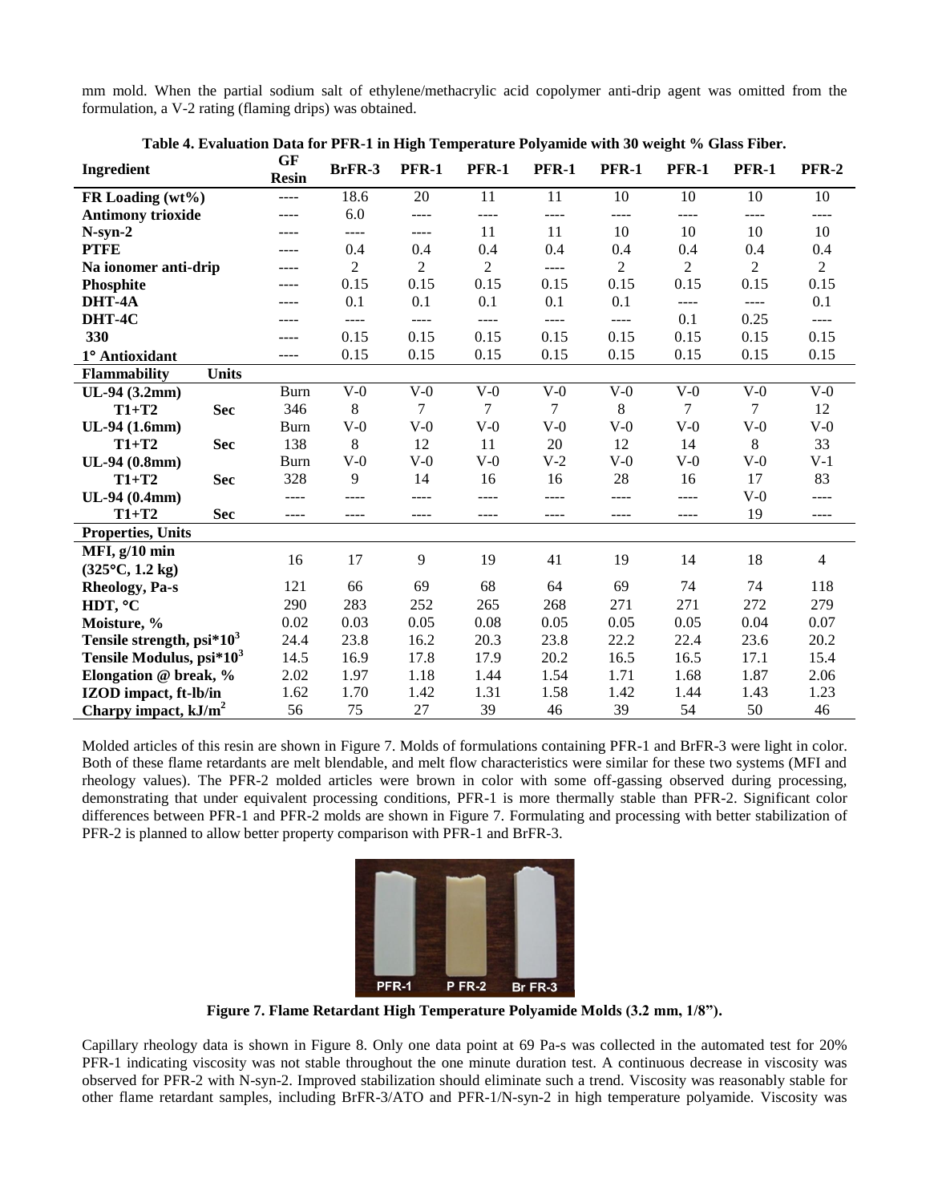mm mold. When the partial sodium salt of ethylene/methacrylic acid copolymer anti-drip agent was omitted from the formulation, a V-2 rating (flaming drips) was obtained.

**Table 4. Evaluation Data for PFR-1 in High Temperature Polyamide with 30 weight % Glass Fiber.**

| Ingredient | | GF Resin | BrFR-3 | PFR-1 | PFR-1 | PFR-1 | PFR-1 | PFR-1 | PFR-1 | PFR-2 |
|---|---|---|---|---|---|---|---|---|---|---|
| **FR Loading (wt%)** | | ---- | 18.6 | 20 | 11 | 11 | 10 | 10 | 10 | 10 |
| **Antimony trioxide** | | ---- | 6.0 | ---- | ---- | ---- | ---- | ---- | ---- | ---- |
| **N-syn-2** | | ---- | ---- | ---- | 11 | 11 | 10 | 10 | 10 | 10 |
| **PTFE** | | ---- | 0.4 | 0.4 | 0.4 | 0.4 | 0.4 | 0.4 | 0.4 | 0.4 |
| **Na ionomer anti-drip** | | ---- | 2 | 2 | 2 | ---- | 2 | 2 | 2 | 2 |
| **Phosphite** | | ---- | 0.15 | 0.15 | 0.15 | 0.15 | 0.15 | 0.15 | 0.15 | 0.15 |
| **DHT-4A** | | ---- | 0.1 | 0.1 | 0.1 | 0.1 | 0.1 | ---- | ---- | 0.1 |
| **DHT-4C** | | ---- | ---- | ---- | ---- | ---- | ---- | 0.1 | 0.25 | ---- |
| **330** | | ---- | 0.15 | 0.15 | 0.15 | 0.15 | 0.15 | 0.15 | 0.15 | 0.15 |
| **1° Antioxidant** | | ---- | 0.15 | 0.15 | 0.15 | 0.15 | 0.15 | 0.15 | 0.15 | 0.15 |
| **Flammability** | **Units** | | | | | | | | | |
| **UL-94 (3.2mm)** | | Burn | V-0 | V-0 | V-0 | V-0 | V-0 | V-0 | V-0 | V-0 |
| **T1+T2** | **Sec** | 346 | 8 | 7 | 7 | 7 | 8 | 7 | 7 | 12 |
| **UL-94 (1.6mm)** | | Burn | V-0 | V-0 | V-0 | V-0 | V-0 | V-0 | V-0 | V-0 |
| **T1+T2** | **Sec** | 138 | 8 | 12 | 11 | 20 | 12 | 14 | 8 | 33 |
| **UL-94 (0.8mm)** | | Burn | V-0 | V-0 | V-0 | V-2 | V-0 | V-0 | V-0 | V-1 |
| **T1+T2** | **Sec** | 328 | 9 | 14 | 16 | 16 | 28 | 16 | 17 | 83 |
| **UL-94 (0.4mm)** | | ---- | ---- | ---- | ---- | ---- | ---- | ---- | V-0 | ---- |
| **T1+T2** | **Sec** | ---- | ---- | ---- | ---- | ---- | ---- | ---- | 19 | ---- |
| **Properties, Units** | | | | | | | | | | |
| **MFI, g/10 min (325°C, 1.2 kg)** | | 16 | 17 | 9 | 19 | 41 | 19 | 14 | 18 | 4 |
| **Rheology, Pa-s** | | 121 | 66 | 69 | 68 | 64 | 69 | 74 | 74 | 118 |
| **HDT, °C** | | 290 | 283 | 252 | 265 | 268 | 271 | 271 | 272 | 279 |
| **Moisture, %** | | 0.02 | 0.03 | 0.05 | 0.08 | 0.05 | 0.05 | 0.05 | 0.04 | 0.07 |
| **Tensile strength, psi*$10^3$** | | 24.4 | 23.8 | 16.2 | 20.3 | 23.8 | 22.2 | 22.4 | 23.6 | 20.2 |
| **Tensile Modulus, psi*$10^3$** | | 14.5 | 16.9 | 17.8 | 17.9 | 20.2 | 16.5 | 16.5 | 17.1 | 15.4 |
| **Elongation @ break, %** | | 2.02 | 1.97 | 1.18 | 1.44 | 1.54 | 1.71 | 1.68 | 1.87 | 2.06 |
| **IZOD impact, ft-lb/in** | | 1.62 | 1.70 | 1.42 | 1.31 | 1.58 | 1.42 | 1.44 | 1.43 | 1.23 |
| **Charpy impact, kJ/$m^2$** | | 56 | 75 | 27 | 39 | 46 | 39 | 54 | 50 | 46 |

Molded articles of this resin are shown in Figure 7. Molds of formulations containing PFR-1 and BrFR-3 were light in color. Both of these flame retardants are melt blendable, and melt flow characteristics were similar for these two systems (MFI and rheology values). The PFR-2 molded articles were brown in color with some off-gassing observed during processing, demonstrating that under equivalent processing conditions, PFR-1 is more thermally stable than PFR-2. Significant color differences between PFR-1 and PFR-2 molds are shown in Figure 7. Formulating and processing with better stabilization of PFR-2 is planned to allow better property comparison with PFR-1 and BrFR-3.

**Figure 7. Flame Retardant High Temperature Polyamide Molds (3.2 mm, 1/8").**

Capillary rheology data is shown in Figure 8. Only one data point at 69 Pa-s was collected in the automated test for 20% PFR-1 indicating viscosity was not stable throughout the one minute duration test. A continuous decrease in viscosity was observed for PFR-2 with N-syn-2. Improved stabilization should eliminate such a trend. Viscosity was reasonably stable for other flame retardant samples, including BrFR-3/ATO and PFR-1/N-syn-2 in high temperature polyamide. Viscosity was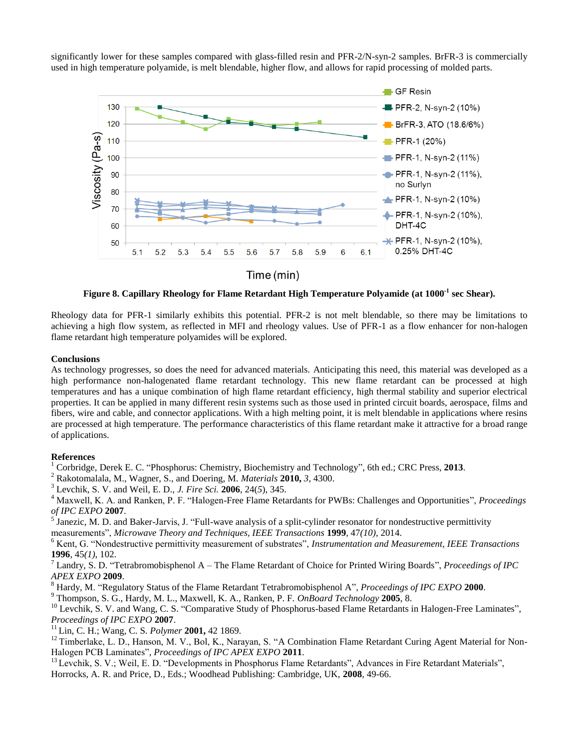significantly lower for these samples compared with glass-filled resin and PFR-2/N-syn-2 samples. BrFR-3 is commercially used in high temperature polyamide, is melt blendable, higher flow, and allows for rapid processing of molded parts.

**Figure 8. Capillary Rheology for Flame Retardant High Temperature Polyamide (at $1000^{-1}$ sec Shear).**

Rheology data for PFR-1 similarly exhibits this potential. PFR-2 is not melt blendable, so there may be limitations to achieving a high flow system, as reflected in MFI and rheology values. Use of PFR-1 as a flow enhancer for non-halogen flame retardant high temperature polyamides will be explored.

**Conclusions**

As technology progresses, so does the need for advanced materials. Anticipating this need, this material was developed as a high performance non-halogenated flame retardant technology. This new flame retardant can be processed at high temperatures and has a unique combination of high flame retardant efficiency, high thermal stability and superior electrical properties. It can be applied in many different resin systems such as those used in printed circuit boards, aerospace, films and fibers, wire and cable, and connector applications. With a high melting point, it is melt blendable in applications where resins are processed at high temperature. The performance characteristics of this flame retardant make it attractive for a broad range of applications.

**References**

[1] Corbridge, Derek E. C. "Phosphorus: Chemistry, Biochemistry and Technology", 6th ed.; CRC Press, **2013**.
[2] Rakotomalala, M., Wagner, S., and Doering, M. *Materials* **2010,** *3*, 4300.
[3] Levchik, S. V. and Weil, E. D., *J. Fire Sci.* **2006**, 24(*5*), 345.
[4] Maxwell, K. A. and Ranken, P. F. "Halogen-Free Flame Retardants for PWBs: Challenges and Opportunities", *Proceedings of IPC EXPO* **2007**.
[5] Janezic, M. D. and Baker-Jarvis, J. "Full-wave analysis of a split-cylinder resonator for nondestructive permittivity measurements", *Microwave Theory and Techniques, IEEE Transactions* **1999**, 47*(10)*, 2014.
[6] Kent, G. "Nondestructive permittivity measurement of substrates", *Instrumentation and Measurement, IEEE Transactions* **1996**, 45*(1)*, 102.
[7] Landry, S. D. "Tetrabromobisphenol A – The Flame Retardant of Choice for Printed Wiring Boards", *Proceedings of IPC APEX EXPO* **2009**.
[8] Hardy, M. "Regulatory Status of the Flame Retardant Tetrabromobisphenol A", *Proceedings of IPC EXPO* **2000**.
[9] Thompson, S. G., Hardy, M. L., Maxwell, K. A., Ranken, P. F. *OnBoard Technology* **2005**, 8.
[10] Levchik, S. V. and Wang, C. S. "Comparative Study of Phosphorus-based Flame Retardants in Halogen-Free Laminates", *Proceedings of IPC EXPO* **2007**.
[11] Lin, C. H.; Wang, C. S. *Polymer* **2001,** 42 1869.
[12] Timberlake, L. D., Hanson, M. V., Bol, K., Narayan, S. "A Combination Flame Retardant Curing Agent Material for Non-Halogen PCB Laminates", *Proceedings of IPC APEX EXPO* **2011**.
[13] Levchik, S. V.; Weil, E. D. "Developments in Phosphorus Flame Retardants", Advances in Fire Retardant Materials", Horrocks, A. R. and Price, D., Eds.; Woodhead Publishing: Cambridge, UK, **2008**, 49-66.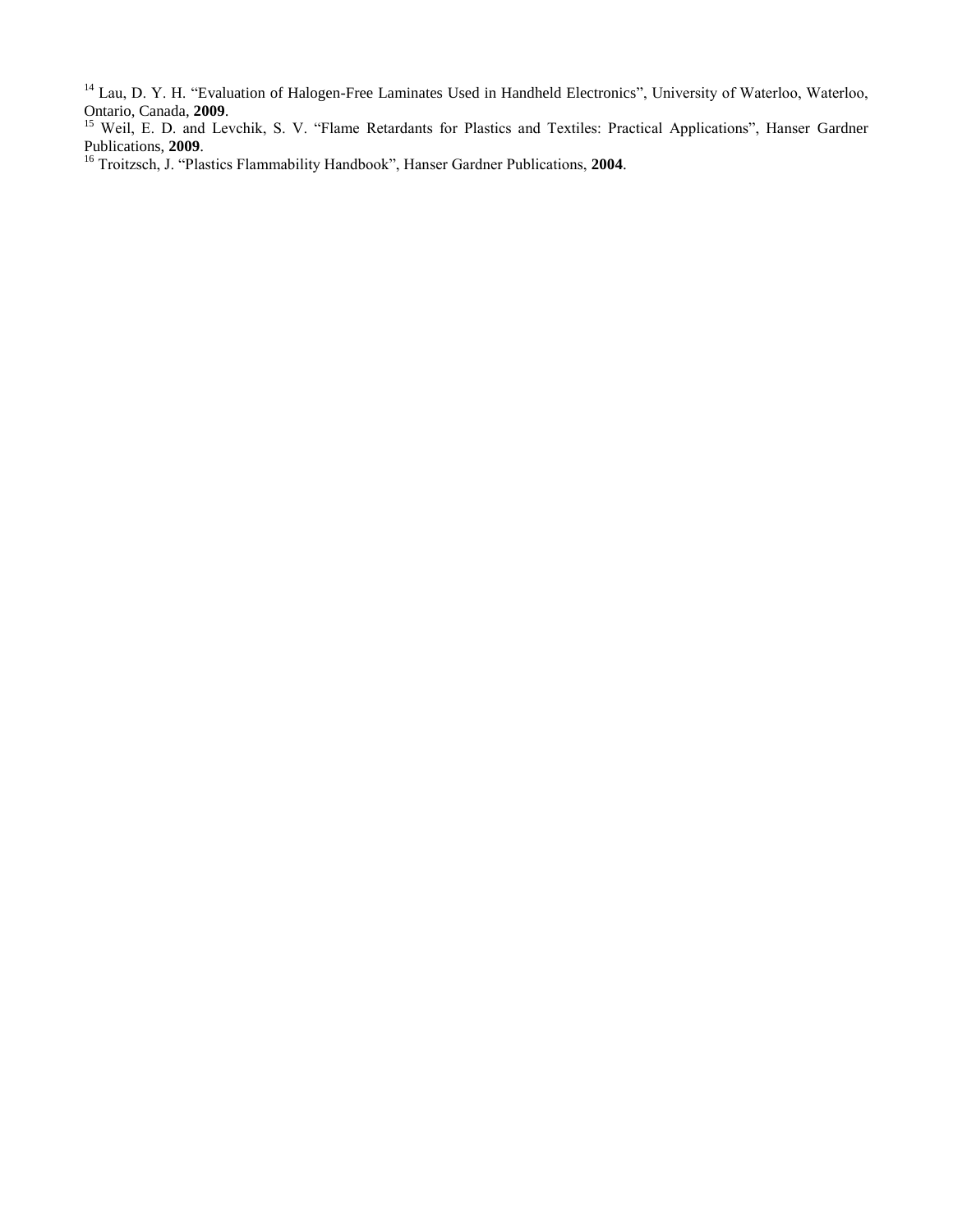[14] Lau, D. Y. H. "Evaluation of Halogen-Free Laminates Used in Handheld Electronics", University of Waterloo, Waterloo, Ontario, Canada, **2009**.

[15] Weil, E. D. and Levchik, S. V. "Flame Retardants for Plastics and Textiles: Practical Applications", Hanser Gardner Publications, **2009**.

[16] Troitzsch, J. "Plastics Flammability Handbook", Hanser Gardner Publications, **2004**.